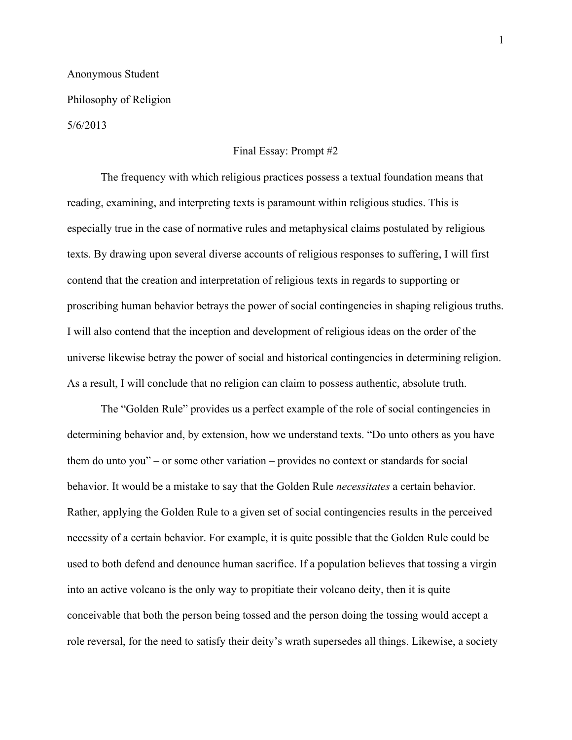Anonymous Student

Philosophy of Religion

5/6/2013

Final Essay: Prompt #2

The frequency with which religious practices possess a textual foundation means that reading, examining, and interpreting texts is paramount within religious studies. This is especially true in the case of normative rules and metaphysical claims postulated by religious texts. By drawing upon several diverse accounts of religious responses to suffering, I will first contend that the creation and interpretation of religious texts in regards to supporting or proscribing human behavior betrays the power of social contingencies in shaping religious truths. I will also contend that the inception and development of religious ideas on the order of the universe likewise betray the power of social and historical contingencies in determining religion. As a result, I will conclude that no religion can claim to possess authentic, absolute truth.

The "Golden Rule" provides us a perfect example of the role of social contingencies in determining behavior and, by extension, how we understand texts. "Do unto others as you have them do unto you" – or some other variation – provides no context or standards for social behavior. It would be a mistake to say that the Golden Rule *necessitates* a certain behavior. Rather, applying the Golden Rule to a given set of social contingencies results in the perceived necessity of a certain behavior. For example, it is quite possible that the Golden Rule could be used to both defend and denounce human sacrifice. If a population believes that tossing a virgin into an active volcano is the only way to propitiate their volcano deity, then it is quite conceivable that both the person being tossed and the person doing the tossing would accept a role reversal, for the need to satisfy their deity's wrath supersedes all things. Likewise, a society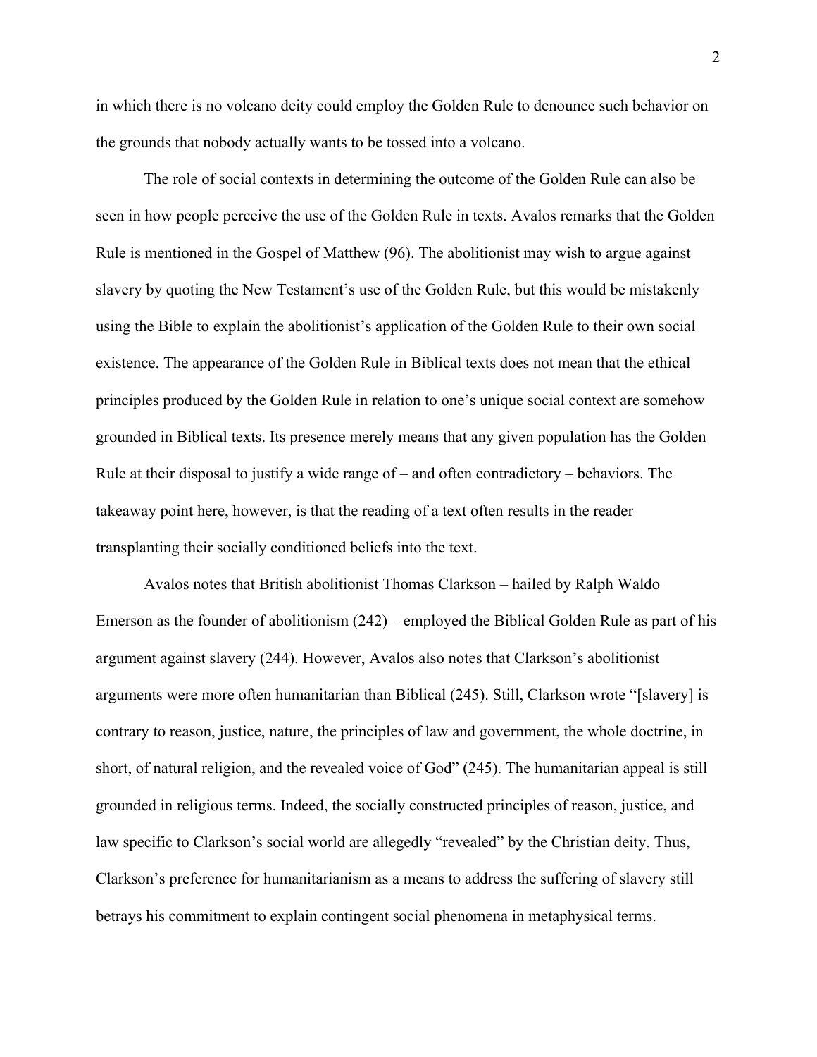in which there is no volcano deity could employ the Golden Rule to denounce such behavior on the grounds that nobody actually wants to be tossed into a volcano.

The role of social contexts in determining the outcome of the Golden Rule can also be seen in how people perceive the use of the Golden Rule in texts. Avalos remarks that the Golden Rule is mentioned in the Gospel of Matthew (96). The abolitionist may wish to argue against slavery by quoting the New Testament's use of the Golden Rule, but this would be mistakenly using the Bible to explain the abolitionist's application of the Golden Rule to their own social existence. The appearance of the Golden Rule in Biblical texts does not mean that the ethical principles produced by the Golden Rule in relation to one's unique social context are somehow grounded in Biblical texts. Its presence merely means that any given population has the Golden Rule at their disposal to justify a wide range of – and often contradictory – behaviors. The takeaway point here, however, is that the reading of a text often results in the reader transplanting their socially conditioned beliefs into the text.

Avalos notes that British abolitionist Thomas Clarkson – hailed by Ralph Waldo Emerson as the founder of abolitionism (242) – employed the Biblical Golden Rule as part of his argument against slavery (244). However, Avalos also notes that Clarkson's abolitionist arguments were more often humanitarian than Biblical (245). Still, Clarkson wrote "[slavery] is contrary to reason, justice, nature, the principles of law and government, the whole doctrine, in short, of natural religion, and the revealed voice of God" (245). The humanitarian appeal is still grounded in religious terms. Indeed, the socially constructed principles of reason, justice, and law specific to Clarkson's social world are allegedly "revealed" by the Christian deity. Thus, Clarkson's preference for humanitarianism as a means to address the suffering of slavery still betrays his commitment to explain contingent social phenomena in metaphysical terms.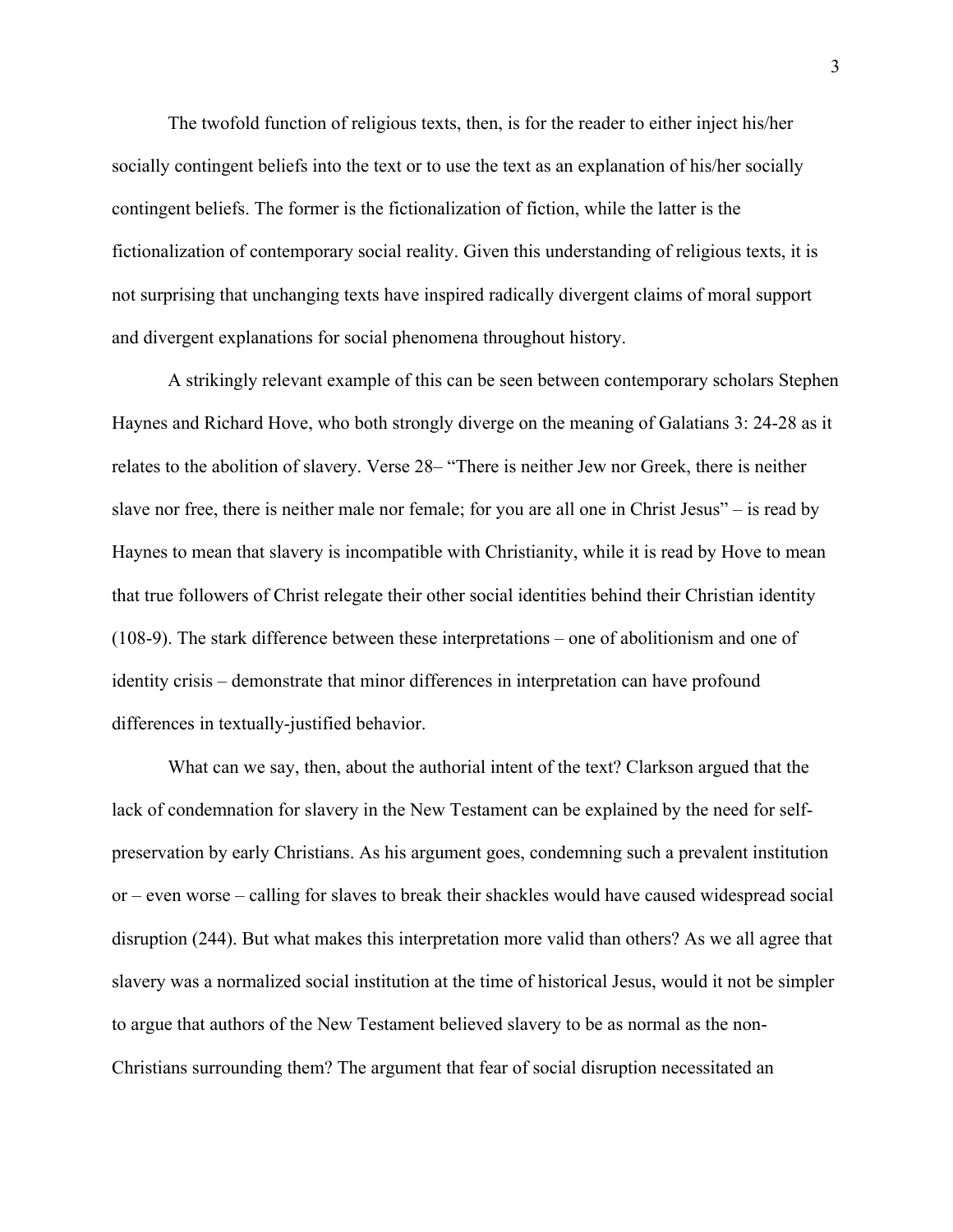The twofold function of religious texts, then, is for the reader to either inject his/her socially contingent beliefs into the text or to use the text as an explanation of his/her socially contingent beliefs. The former is the fictionalization of fiction, while the latter is the fictionalization of contemporary social reality. Given this understanding of religious texts, it is not surprising that unchanging texts have inspired radically divergent claims of moral support and divergent explanations for social phenomena throughout history.

A strikingly relevant example of this can be seen between contemporary scholars Stephen Haynes and Richard Hove, who both strongly diverge on the meaning of Galatians 3: 24-28 as it relates to the abolition of slavery. Verse 28– "There is neither Jew nor Greek, there is neither slave nor free, there is neither male nor female; for you are all one in Christ Jesus" – is read by Haynes to mean that slavery is incompatible with Christianity, while it is read by Hove to mean that true followers of Christ relegate their other social identities behind their Christian identity (108-9). The stark difference between these interpretations – one of abolitionism and one of identity crisis – demonstrate that minor differences in interpretation can have profound differences in textually-justified behavior.

What can we say, then, about the authorial intent of the text? Clarkson argued that the lack of condemnation for slavery in the New Testament can be explained by the need for self-preservation by early Christians. As his argument goes, condemning such a prevalent institution or – even worse – calling for slaves to break their shackles would have caused widespread social disruption (244). But what makes this interpretation more valid than others? As we all agree that slavery was a normalized social institution at the time of historical Jesus, would it not be simpler to argue that authors of the New Testament believed slavery to be as normal as the non-Christians surrounding them? The argument that fear of social disruption necessitated an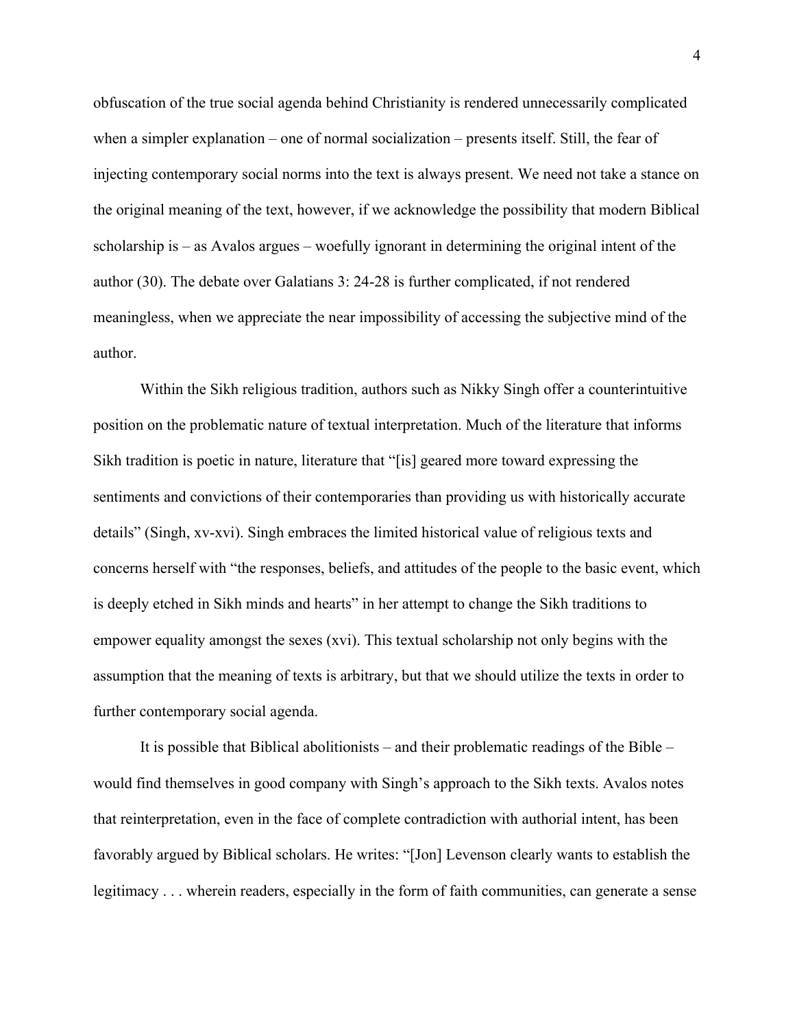obfuscation of the true social agenda behind Christianity is rendered unnecessarily complicated when a simpler explanation – one of normal socialization – presents itself. Still, the fear of injecting contemporary social norms into the text is always present. We need not take a stance on the original meaning of the text, however, if we acknowledge the possibility that modern Biblical scholarship is – as Avalos argues – woefully ignorant in determining the original intent of the author (30). The debate over Galatians 3: 24-28 is further complicated, if not rendered meaningless, when we appreciate the near impossibility of accessing the subjective mind of the author.

Within the Sikh religious tradition, authors such as Nikky Singh offer a counterintuitive position on the problematic nature of textual interpretation. Much of the literature that informs Sikh tradition is poetic in nature, literature that "[is] geared more toward expressing the sentiments and convictions of their contemporaries than providing us with historically accurate details" (Singh, xv-xvi). Singh embraces the limited historical value of religious texts and concerns herself with "the responses, beliefs, and attitudes of the people to the basic event, which is deeply etched in Sikh minds and hearts" in her attempt to change the Sikh traditions to empower equality amongst the sexes (xvi). This textual scholarship not only begins with the assumption that the meaning of texts is arbitrary, but that we should utilize the texts in order to further contemporary social agenda.

It is possible that Biblical abolitionists – and their problematic readings of the Bible – would find themselves in good company with Singh's approach to the Sikh texts. Avalos notes that reinterpretation, even in the face of complete contradiction with authorial intent, has been favorably argued by Biblical scholars. He writes: "[Jon] Levenson clearly wants to establish the legitimacy . . . wherein readers, especially in the form of faith communities, can generate a sense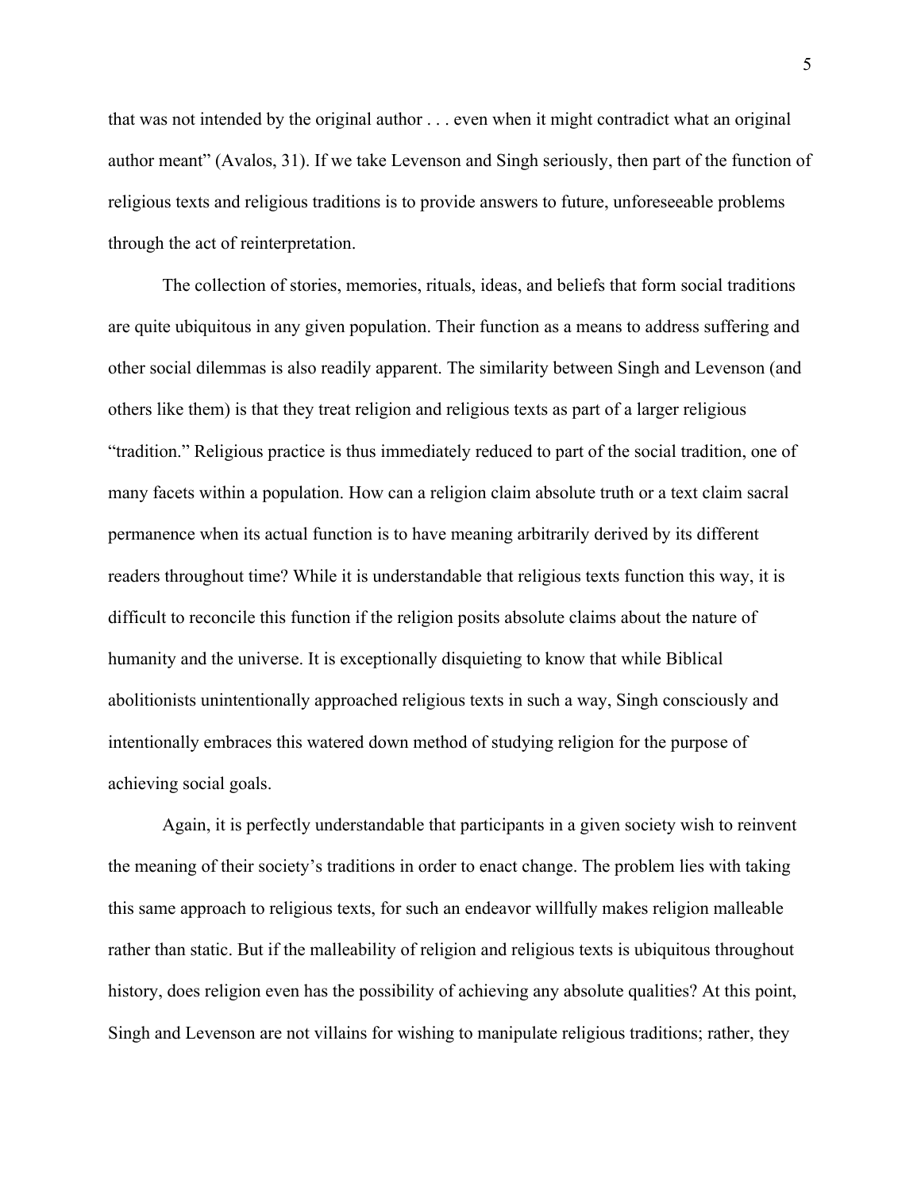that was not intended by the original author . . . even when it might contradict what an original author meant" (Avalos, 31). If we take Levenson and Singh seriously, then part of the function of religious texts and religious traditions is to provide answers to future, unforeseeable problems through the act of reinterpretation.

The collection of stories, memories, rituals, ideas, and beliefs that form social traditions are quite ubiquitous in any given population. Their function as a means to address suffering and other social dilemmas is also readily apparent. The similarity between Singh and Levenson (and others like them) is that they treat religion and religious texts as part of a larger religious "tradition." Religious practice is thus immediately reduced to part of the social tradition, one of many facets within a population. How can a religion claim absolute truth or a text claim sacral permanence when its actual function is to have meaning arbitrarily derived by its different readers throughout time? While it is understandable that religious texts function this way, it is difficult to reconcile this function if the religion posits absolute claims about the nature of humanity and the universe. It is exceptionally disquieting to know that while Biblical abolitionists unintentionally approached religious texts in such a way, Singh consciously and intentionally embraces this watered down method of studying religion for the purpose of achieving social goals.

Again, it is perfectly understandable that participants in a given society wish to reinvent the meaning of their society's traditions in order to enact change. The problem lies with taking this same approach to religious texts, for such an endeavor willfully makes religion malleable rather than static. But if the malleability of religion and religious texts is ubiquitous throughout history, does religion even has the possibility of achieving any absolute qualities? At this point, Singh and Levenson are not villains for wishing to manipulate religious traditions; rather, they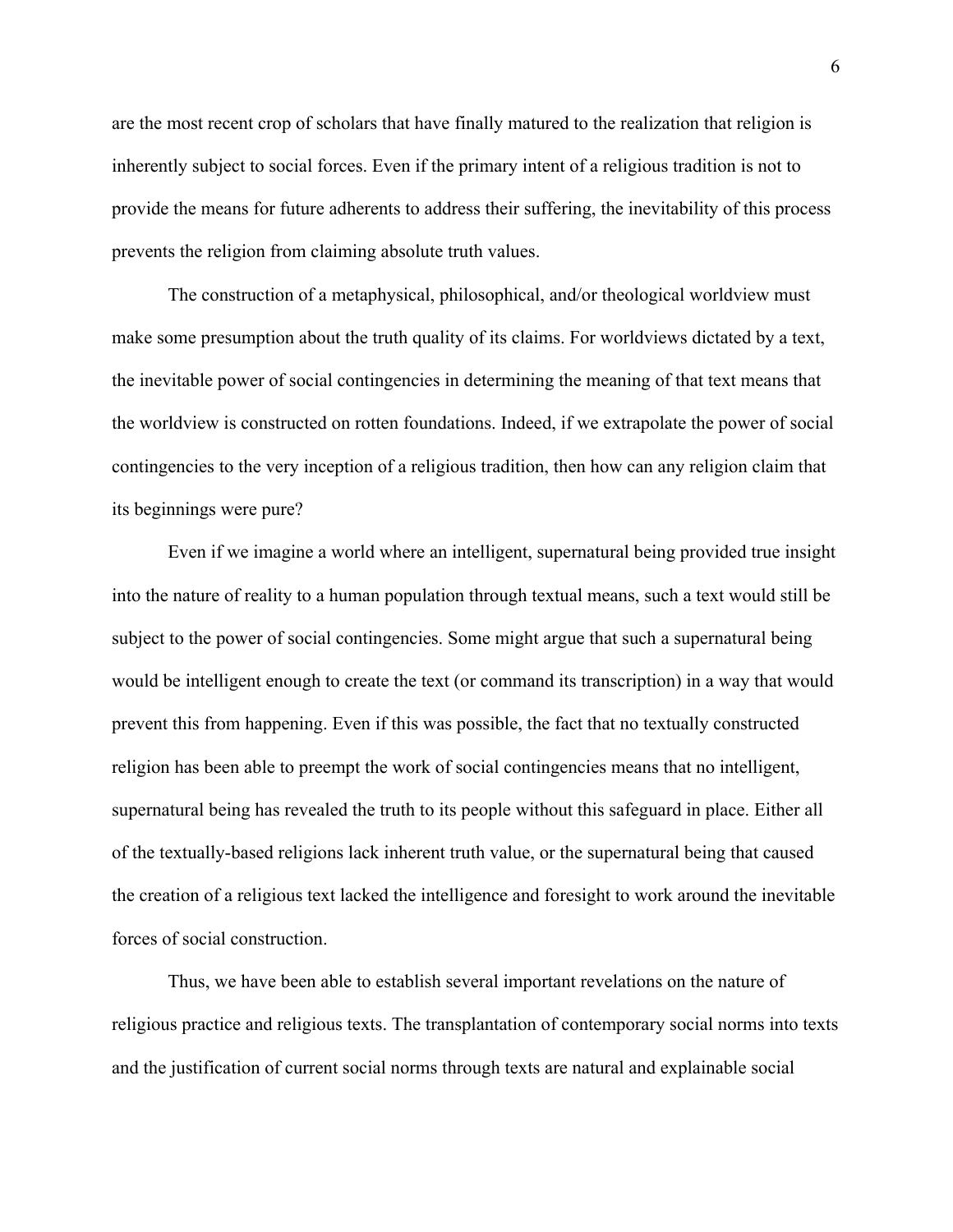are the most recent crop of scholars that have finally matured to the realization that religion is inherently subject to social forces. Even if the primary intent of a religious tradition is not to provide the means for future adherents to address their suffering, the inevitability of this process prevents the religion from claiming absolute truth values.

The construction of a metaphysical, philosophical, and/or theological worldview must make some presumption about the truth quality of its claims. For worldviews dictated by a text, the inevitable power of social contingencies in determining the meaning of that text means that the worldview is constructed on rotten foundations. Indeed, if we extrapolate the power of social contingencies to the very inception of a religious tradition, then how can any religion claim that its beginnings were pure?

Even if we imagine a world where an intelligent, supernatural being provided true insight into the nature of reality to a human population through textual means, such a text would still be subject to the power of social contingencies. Some might argue that such a supernatural being would be intelligent enough to create the text (or command its transcription) in a way that would prevent this from happening. Even if this was possible, the fact that no textually constructed religion has been able to preempt the work of social contingencies means that no intelligent, supernatural being has revealed the truth to its people without this safeguard in place. Either all of the textually-based religions lack inherent truth value, or the supernatural being that caused the creation of a religious text lacked the intelligence and foresight to work around the inevitable forces of social construction.

Thus, we have been able to establish several important revelations on the nature of religious practice and religious texts. The transplantation of contemporary social norms into texts and the justification of current social norms through texts are natural and explainable social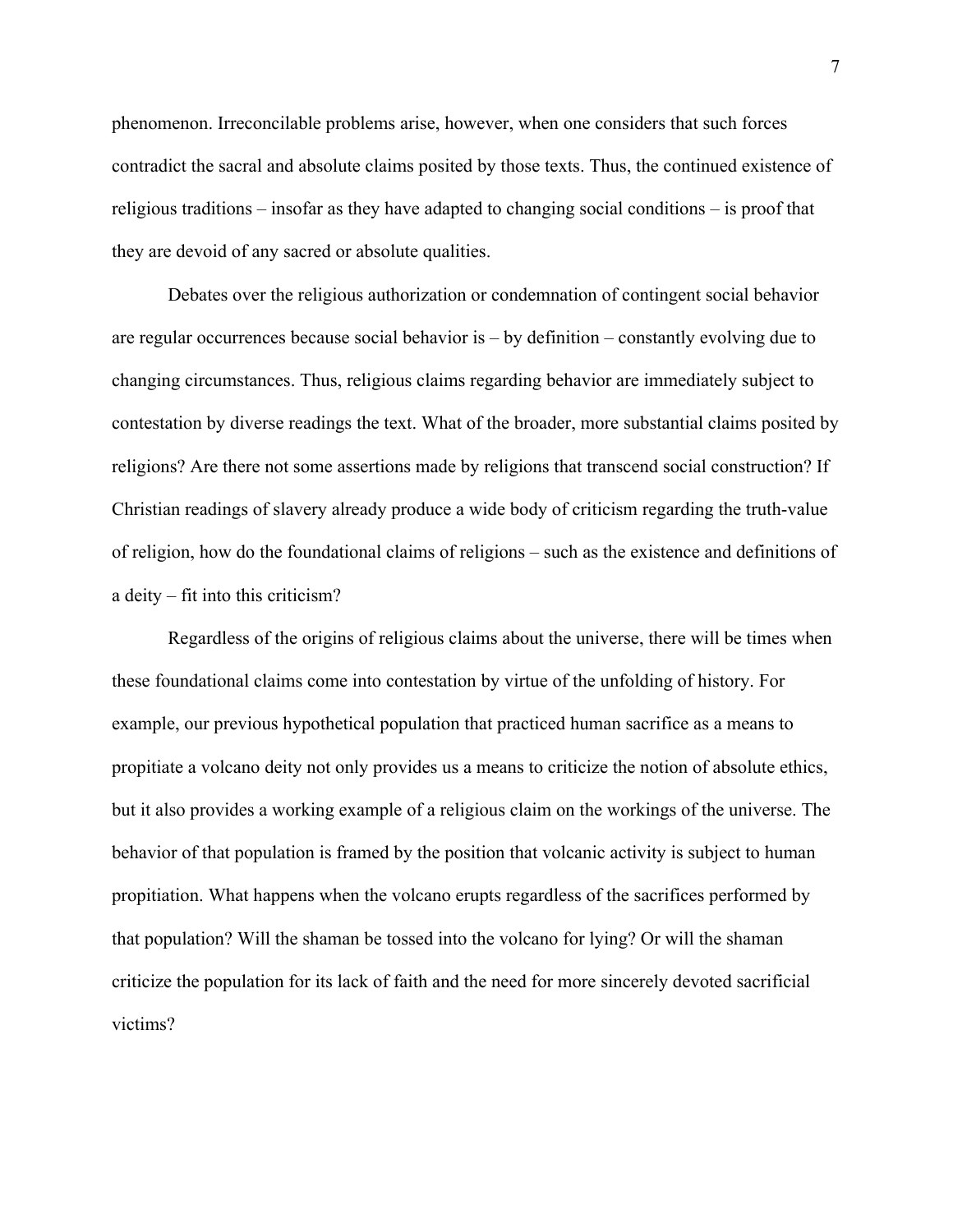phenomenon. Irreconcilable problems arise, however, when one considers that such forces contradict the sacral and absolute claims posited by those texts. Thus, the continued existence of religious traditions – insofar as they have adapted to changing social conditions – is proof that they are devoid of any sacred or absolute qualities.

Debates over the religious authorization or condemnation of contingent social behavior are regular occurrences because social behavior is – by definition – constantly evolving due to changing circumstances. Thus, religious claims regarding behavior are immediately subject to contestation by diverse readings the text. What of the broader, more substantial claims posited by religions? Are there not some assertions made by religions that transcend social construction? If Christian readings of slavery already produce a wide body of criticism regarding the truth-value of religion, how do the foundational claims of religions – such as the existence and definitions of a deity – fit into this criticism?

Regardless of the origins of religious claims about the universe, there will be times when these foundational claims come into contestation by virtue of the unfolding of history. For example, our previous hypothetical population that practiced human sacrifice as a means to propitiate a volcano deity not only provides us a means to criticize the notion of absolute ethics, but it also provides a working example of a religious claim on the workings of the universe. The behavior of that population is framed by the position that volcanic activity is subject to human propitiation. What happens when the volcano erupts regardless of the sacrifices performed by that population? Will the shaman be tossed into the volcano for lying? Or will the shaman criticize the population for its lack of faith and the need for more sincerely devoted sacrificial victims?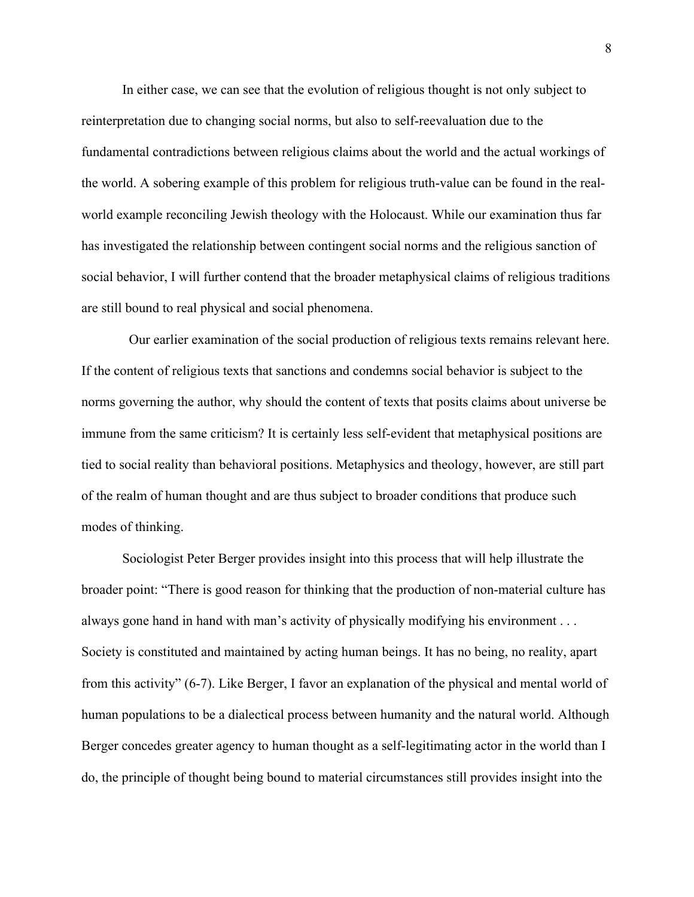In either case, we can see that the evolution of religious thought is not only subject to reinterpretation due to changing social norms, but also to self-reevaluation due to the fundamental contradictions between religious claims about the world and the actual workings of the world. A sobering example of this problem for religious truth-value can be found in the real-world example reconciling Jewish theology with the Holocaust. While our examination thus far has investigated the relationship between contingent social norms and the religious sanction of social behavior, I will further contend that the broader metaphysical claims of religious traditions are still bound to real physical and social phenomena.

Our earlier examination of the social production of religious texts remains relevant here. If the content of religious texts that sanctions and condemns social behavior is subject to the norms governing the author, why should the content of texts that posits claims about universe be immune from the same criticism? It is certainly less self-evident that metaphysical positions are tied to social reality than behavioral positions. Metaphysics and theology, however, are still part of the realm of human thought and are thus subject to broader conditions that produce such modes of thinking.

Sociologist Peter Berger provides insight into this process that will help illustrate the broader point: "There is good reason for thinking that the production of non-material culture has always gone hand in hand with man's activity of physically modifying his environment . . . Society is constituted and maintained by acting human beings. It has no being, no reality, apart from this activity" (6-7). Like Berger, I favor an explanation of the physical and mental world of human populations to be a dialectical process between humanity and the natural world. Although Berger concedes greater agency to human thought as a self-legitimating actor in the world than I do, the principle of thought being bound to material circumstances still provides insight into the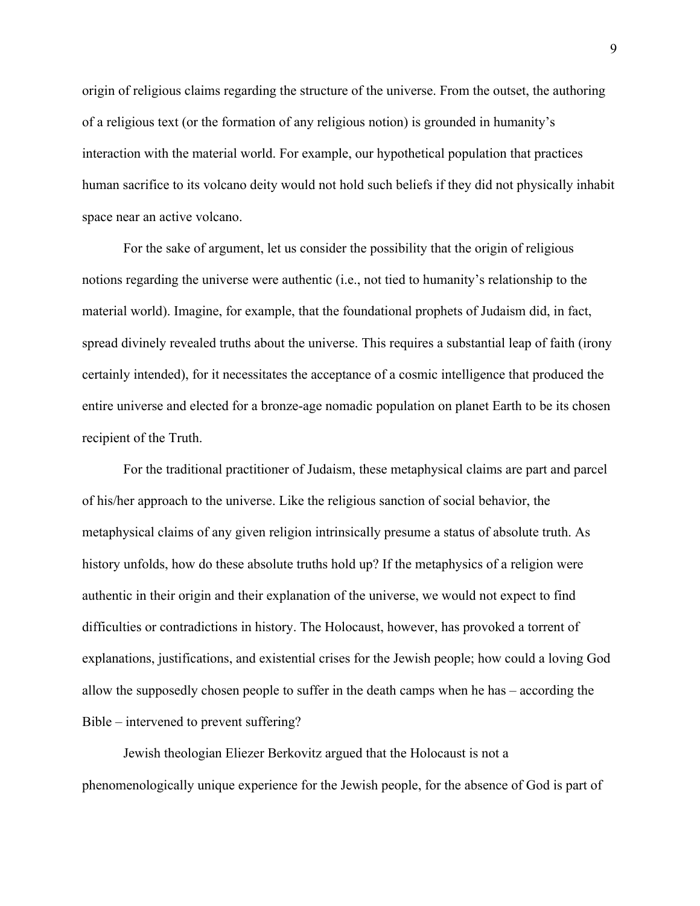origin of religious claims regarding the structure of the universe. From the outset, the authoring of a religious text (or the formation of any religious notion) is grounded in humanity's interaction with the material world. For example, our hypothetical population that practices human sacrifice to its volcano deity would not hold such beliefs if they did not physically inhabit space near an active volcano.

For the sake of argument, let us consider the possibility that the origin of religious notions regarding the universe were authentic (i.e., not tied to humanity's relationship to the material world). Imagine, for example, that the foundational prophets of Judaism did, in fact, spread divinely revealed truths about the universe. This requires a substantial leap of faith (irony certainly intended), for it necessitates the acceptance of a cosmic intelligence that produced the entire universe and elected for a bronze-age nomadic population on planet Earth to be its chosen recipient of the Truth.

For the traditional practitioner of Judaism, these metaphysical claims are part and parcel of his/her approach to the universe. Like the religious sanction of social behavior, the metaphysical claims of any given religion intrinsically presume a status of absolute truth. As history unfolds, how do these absolute truths hold up? If the metaphysics of a religion were authentic in their origin and their explanation of the universe, we would not expect to find difficulties or contradictions in history. The Holocaust, however, has provoked a torrent of explanations, justifications, and existential crises for the Jewish people; how could a loving God allow the supposedly chosen people to suffer in the death camps when he has – according the Bible – intervened to prevent suffering?

Jewish theologian Eliezer Berkovitz argued that the Holocaust is not a phenomenologically unique experience for the Jewish people, for the absence of God is part of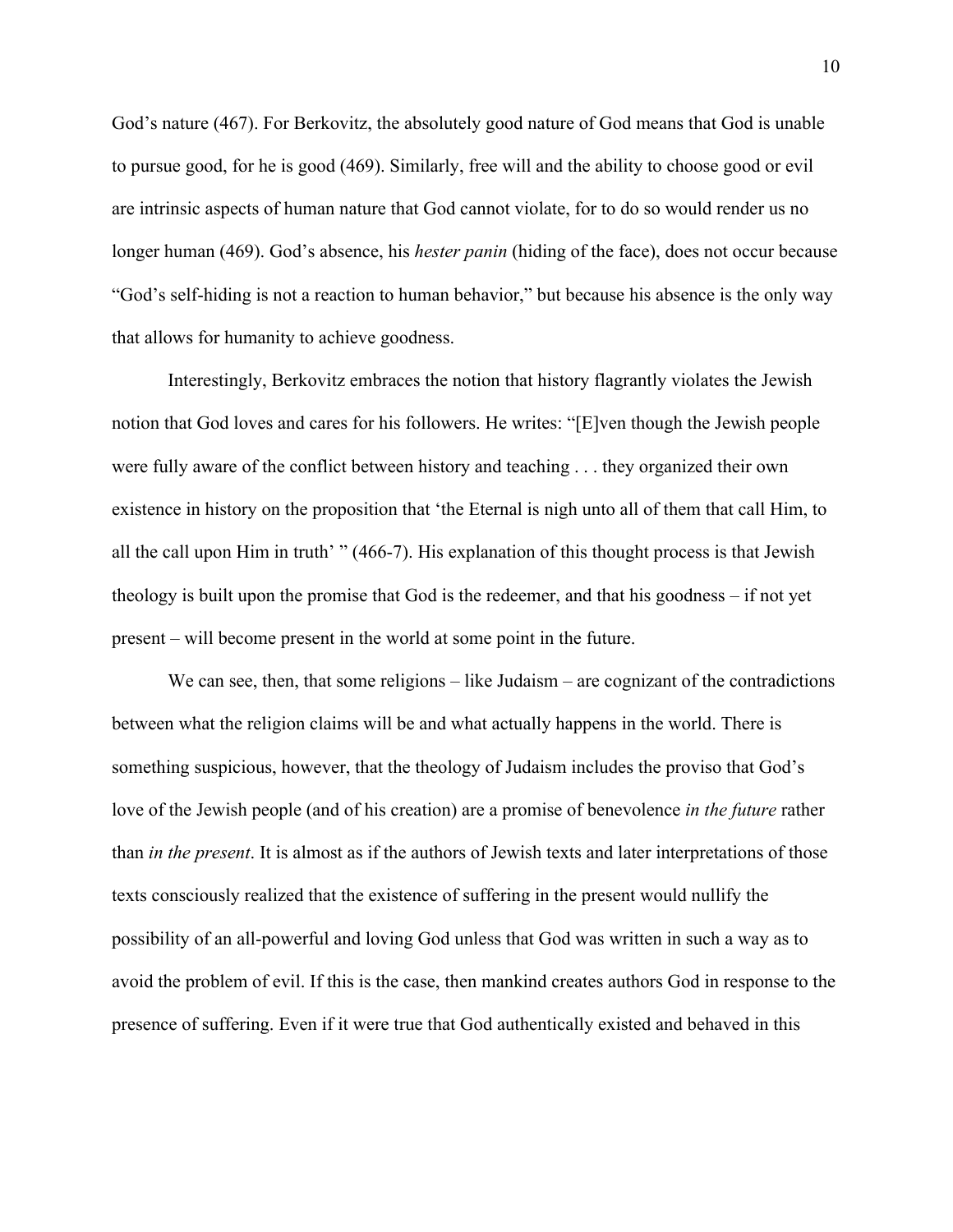God's nature (467). For Berkovitz, the absolutely good nature of God means that God is unable to pursue good, for he is good (469). Similarly, free will and the ability to choose good or evil are intrinsic aspects of human nature that God cannot violate, for to do so would render us no longer human (469). God's absence, his *hester panin* (hiding of the face), does not occur because "God's self-hiding is not a reaction to human behavior," but because his absence is the only way that allows for humanity to achieve goodness.

Interestingly, Berkovitz embraces the notion that history flagrantly violates the Jewish notion that God loves and cares for his followers. He writes: "[E]ven though the Jewish people were fully aware of the conflict between history and teaching . . . they organized their own existence in history on the proposition that 'the Eternal is nigh unto all of them that call Him, to all the call upon Him in truth' " (466-7). His explanation of this thought process is that Jewish theology is built upon the promise that God is the redeemer, and that his goodness – if not yet present – will become present in the world at some point in the future.

We can see, then, that some religions – like Judaism – are cognizant of the contradictions between what the religion claims will be and what actually happens in the world. There is something suspicious, however, that the theology of Judaism includes the proviso that God's love of the Jewish people (and of his creation) are a promise of benevolence *in the future* rather than *in the present*. It is almost as if the authors of Jewish texts and later interpretations of those texts consciously realized that the existence of suffering in the present would nullify the possibility of an all-powerful and loving God unless that God was written in such a way as to avoid the problem of evil. If this is the case, then mankind creates authors God in response to the presence of suffering. Even if it were true that God authentically existed and behaved in this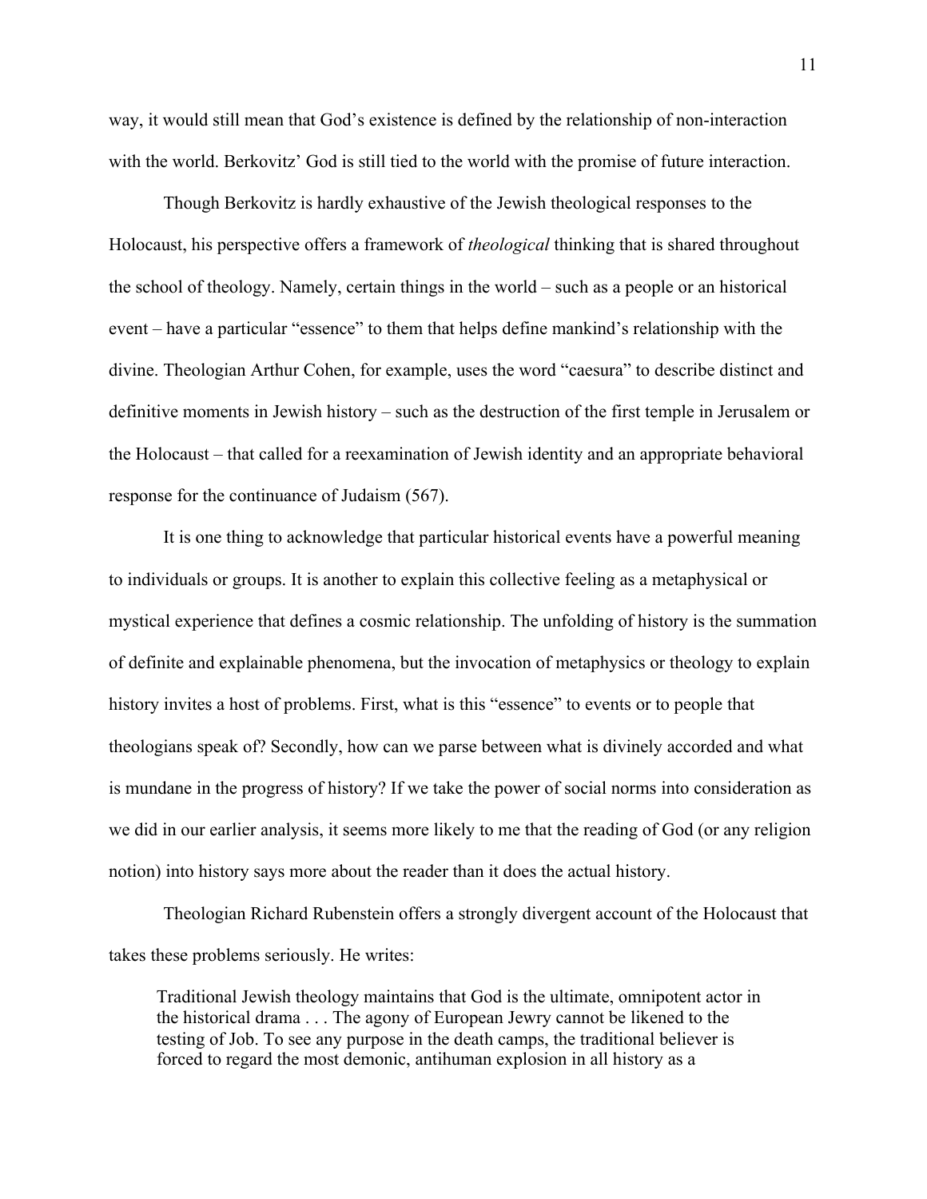way, it would still mean that God's existence is defined by the relationship of non-interaction with the world. Berkovitz' God is still tied to the world with the promise of future interaction.

Though Berkovitz is hardly exhaustive of the Jewish theological responses to the Holocaust, his perspective offers a framework of *theological* thinking that is shared throughout the school of theology. Namely, certain things in the world – such as a people or an historical event – have a particular "essence" to them that helps define mankind's relationship with the divine. Theologian Arthur Cohen, for example, uses the word "caesura" to describe distinct and definitive moments in Jewish history – such as the destruction of the first temple in Jerusalem or the Holocaust – that called for a reexamination of Jewish identity and an appropriate behavioral response for the continuance of Judaism (567).

It is one thing to acknowledge that particular historical events have a powerful meaning to individuals or groups. It is another to explain this collective feeling as a metaphysical or mystical experience that defines a cosmic relationship. The unfolding of history is the summation of definite and explainable phenomena, but the invocation of metaphysics or theology to explain history invites a host of problems. First, what is this "essence" to events or to people that theologians speak of? Secondly, how can we parse between what is divinely accorded and what is mundane in the progress of history? If we take the power of social norms into consideration as we did in our earlier analysis, it seems more likely to me that the reading of God (or any religion notion) into history says more about the reader than it does the actual history.

Theologian Richard Rubenstein offers a strongly divergent account of the Holocaust that takes these problems seriously. He writes:

> Traditional Jewish theology maintains that God is the ultimate, omnipotent actor in the historical drama . . . The agony of European Jewry cannot be likened to the testing of Job. To see any purpose in the death camps, the traditional believer is forced to regard the most demonic, antihuman explosion in all history as a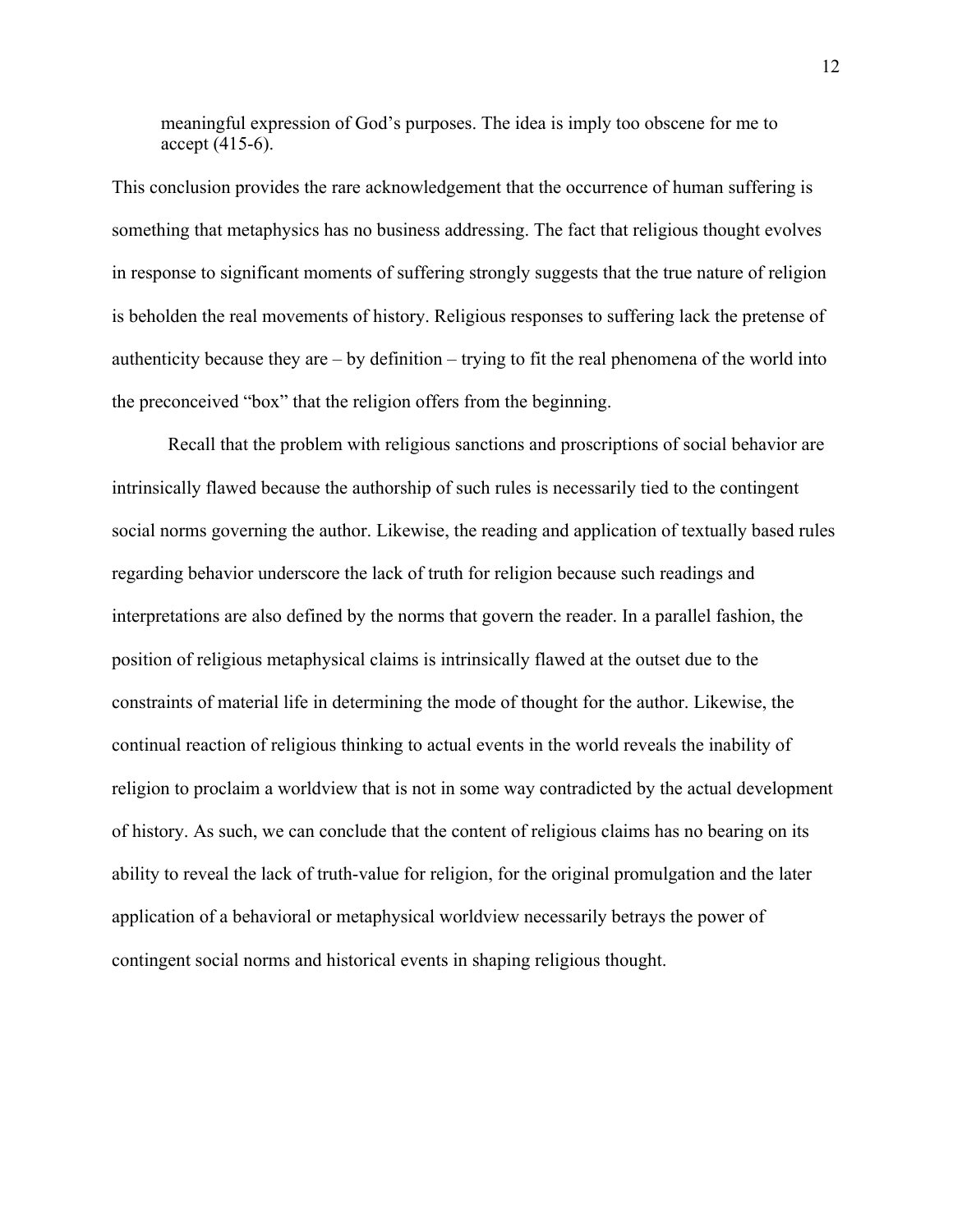> meaningful expression of God's purposes. The idea is imply too obscene for me to accept (415-6).

This conclusion provides the rare acknowledgement that the occurrence of human suffering is something that metaphysics has no business addressing. The fact that religious thought evolves in response to significant moments of suffering strongly suggests that the true nature of religion is beholden the real movements of history. Religious responses to suffering lack the pretense of authenticity because they are – by definition – trying to fit the real phenomena of the world into the preconceived "box" that the religion offers from the beginning.

Recall that the problem with religious sanctions and proscriptions of social behavior are intrinsically flawed because the authorship of such rules is necessarily tied to the contingent social norms governing the author. Likewise, the reading and application of textually based rules regarding behavior underscore the lack of truth for religion because such readings and interpretations are also defined by the norms that govern the reader. In a parallel fashion, the position of religious metaphysical claims is intrinsically flawed at the outset due to the constraints of material life in determining the mode of thought for the author. Likewise, the continual reaction of religious thinking to actual events in the world reveals the inability of religion to proclaim a worldview that is not in some way contradicted by the actual development of history. As such, we can conclude that the content of religious claims has no bearing on its ability to reveal the lack of truth-value for religion, for the original promulgation and the later application of a behavioral or metaphysical worldview necessarily betrays the power of contingent social norms and historical events in shaping religious thought.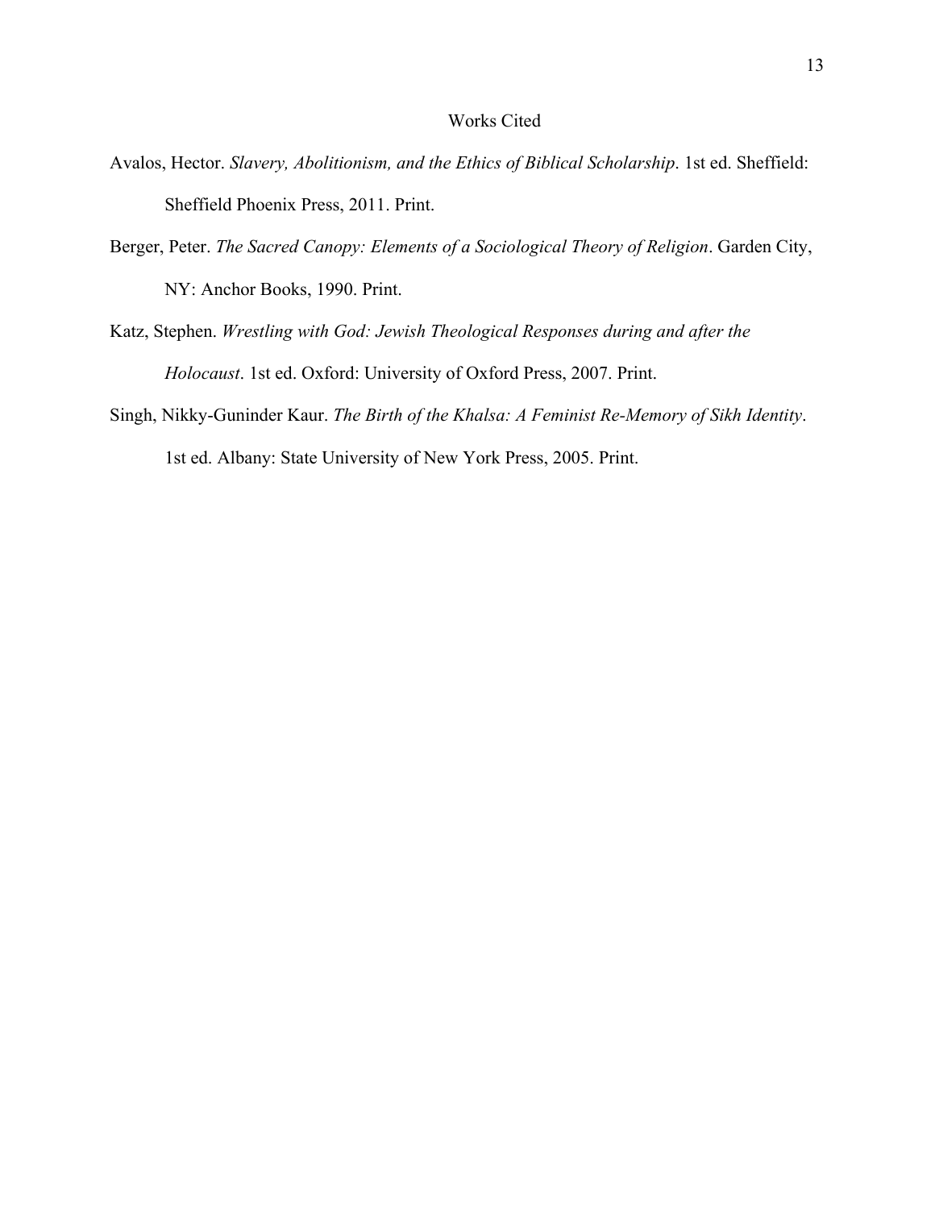# Works Cited

Avalos, Hector. *Slavery, Abolitionism, and the Ethics of Biblical Scholarship*. 1st ed. Sheffield: Sheffield Phoenix Press, 2011. Print.

Berger, Peter. *The Sacred Canopy: Elements of a Sociological Theory of Religion*. Garden City, NY: Anchor Books, 1990. Print.

Katz, Stephen. *Wrestling with God: Jewish Theological Responses during and after the Holocaust*. 1st ed. Oxford: University of Oxford Press, 2007. Print.

Singh, Nikky-Guninder Kaur. *The Birth of the Khalsa: A Feminist Re-Memory of Sikh Identity*. 1st ed. Albany: State University of New York Press, 2005. Print.